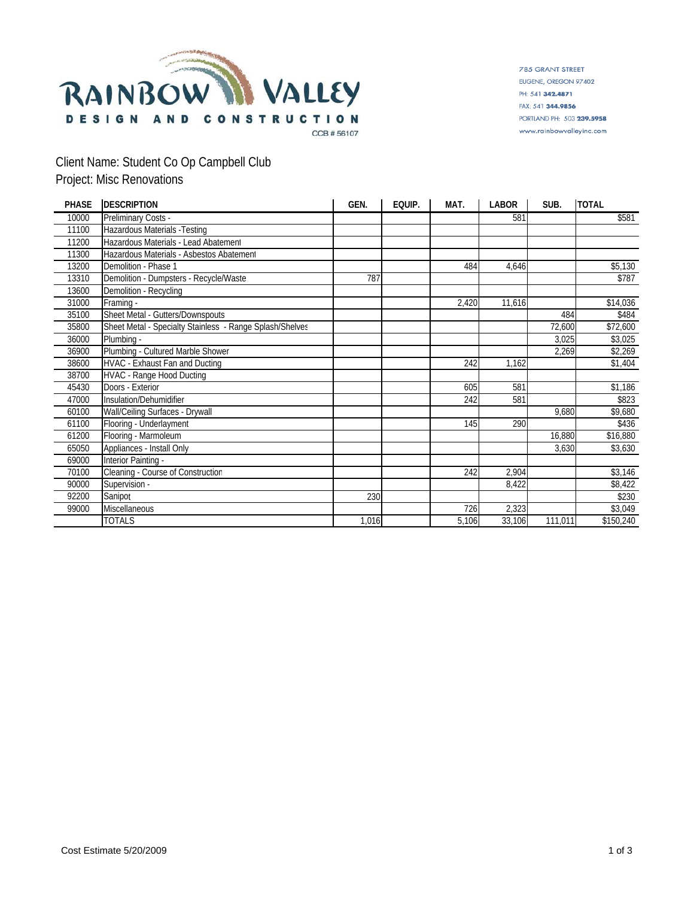RAINBOW VALLEY
DESIGN AND CONSTRUCTION
CCB # 56107

785 GRANT STREET
EUGENE, OREGON 97402
PH: 541 342.4871
FAX: 541 344.9856
PORTLAND PH: 503 239.5958
www.rainbowvalleyinc.com

Client Name: Student Co Op Campbell Club
Project: Misc Renovations

| PHASE | DESCRIPTION | GEN. | EQUIP. | MAT. | LABOR | SUB. | TOTAL |
|---|---|---|---|---|---|---|---|
| 10000 | Preliminary Costs - | | | | 581 | | $581 |
| 11100 | Hazardous Materials -Testing | | | | | | |
| 11200 | Hazardous Materials - Lead Abatement | | | | | | |
| 11300 | Hazardous Materials - Asbestos Abatement | | | | | | |
| 13200 | Demolition - Phase 1 | | | 484 | 4,646 | | $5,130 |
| 13310 | Demolition - Dumpsters - Recycle/Waste | 787 | | | | | $787 |
| 13600 | Demolition - Recycling | | | | | | |
| 31000 | Framing - | | | 2,420 | 11,616 | | $14,036 |
| 35100 | Sheet Metal - Gutters/Downspouts | | | | | 484 | $484 |
| 35800 | Sheet Metal - Specialty Stainless - Range Splash/Shelves | | | | | 72,600 | $72,600 |
| 36000 | Plumbing - | | | | | 3,025 | $3,025 |
| 36900 | Plumbing - Cultured Marble Shower | | | | | 2,269 | $2,269 |
| 38600 | HVAC - Exhaust Fan and Ducting | | | 242 | 1,162 | | $1,404 |
| 38700 | HVAC - Range Hood Ducting | | | | | | |
| 45430 | Doors - Exterior | | | 605 | 581 | | $1,186 |
| 47000 | Insulation/Dehumidifier | | | 242 | 581 | | $823 |
| 60100 | Wall/Ceiling Surfaces - Drywall | | | | | 9,680 | $9,680 |
| 61100 | Flooring - Underlayment | | | 145 | 290 | | $436 |
| 61200 | Flooring - Marmoleum | | | | | 16,880 | $16,880 |
| 65050 | Appliances - Install Only | | | | | 3,630 | $3,630 |
| 69000 | Interior Painting - | | | | | | |
| 70100 | Cleaning - Course of Construction | | | 242 | 2,904 | | $3,146 |
| 90000 | Supervision - | | | | 8,422 | | $8,422 |
| 92200 | Sanipot | 230 | | | | | $230 |
| 99000 | Miscellaneous | | | 726 | 2,323 | | $3,049 |
| | TOTALS | 1,016 | | 5,106 | 33,106 | 111,011 | $150,240 |

Cost Estimate 5/20/2009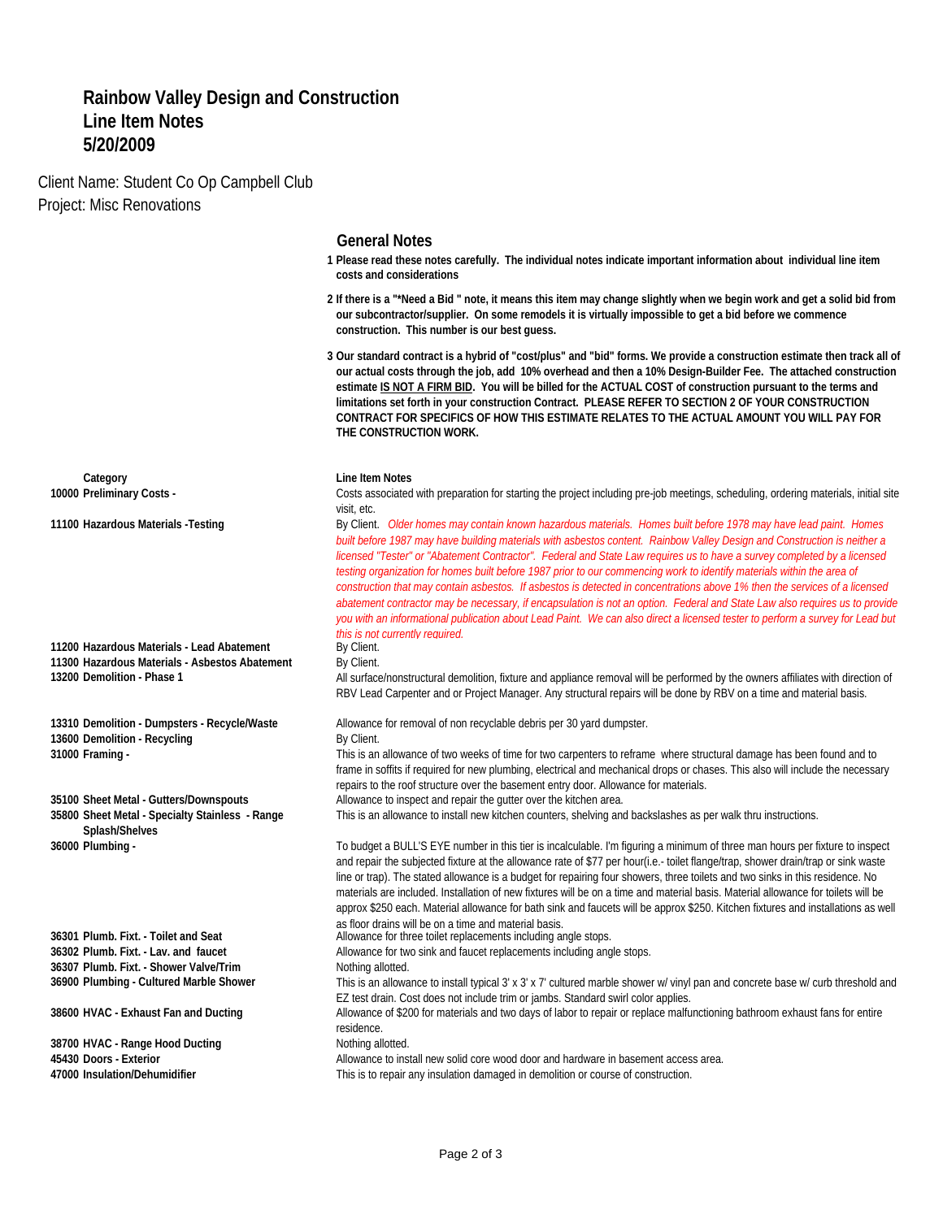# Rainbow Valley Design and Construction
# Line Item Notes
# 5/20/2009

Client Name: Student Co Op Campbell Club
Project: Misc Renovations

## General Notes

1. **Please read these notes carefully. The individual notes indicate important information about individual line item costs and considerations**
2. **If there is a "*Need a Bid " note, it means this item may change slightly when we begin work and get a solid bid from our subcontractor/supplier. On some remodels it is virtually impossible to get a bid before we commence construction. This number is our best guess.**
3. **Our standard contract is a hybrid of "cost/plus" and "bid" forms. We provide a construction estimate then track all of our actual costs through the job, add 10% overhead and then a 10% Design-Builder Fee. The attached construction estimate <u>IS NOT A FIRM BID</u>. You will be billed for the ACTUAL COST of construction pursuant to the terms and limitations set forth in your construction Contract. PLEASE REFER TO SECTION 2 OF YOUR CONSTRUCTION CONTRACT FOR SPECIFICS OF HOW THIS ESTIMATE RELATES TO THE ACTUAL AMOUNT YOU WILL PAY FOR THE CONSTRUCTION WORK.**

| Category | Line Item Notes |
|---|---|
| **10000 Preliminary Costs -** | Costs associated with preparation for starting the project including pre-job meetings, scheduling, ordering materials, initial site visit, etc. |
| **11100 Hazardous Materials -Testing** | By Client. *Older homes may contain known hazardous materials. Homes built before 1978 may have lead paint. Homes built before 1987 may have building materials with asbestos content. Rainbow Valley Design and Construction is neither a licensed "Tester" or "Abatement Contractor". Federal and State Law requires us to have a survey completed by a licensed testing organization for homes built before 1987 prior to our commencing work to identify materials within the area of construction that may contain asbestos. If asbestos is detected in concentrations above 1% then the services of a licensed abatement contractor may be necessary, if encapsulation is not an option. Federal and State Law also requires us to provide you with an informational publication about Lead Paint. We can also direct a licensed tester to perform a survey for Lead but this is not currently required.* |
| **11200 Hazardous Materials - Lead Abatement** | By Client. |
| **11300 Hazardous Materials - Asbestos Abatement** | By Client. |
| **13200 Demolition - Phase 1** | All surface/nonstructural demolition, fixture and appliance removal will be performed by the owners affiliates with direction of RBV Lead Carpenter and or Project Manager. Any structural repairs will be done by RBV on a time and material basis. |
| **13310 Demolition - Dumpsters - Recycle/Waste** | Allowance for removal of non recyclable debris per 30 yard dumpster. |
| **13600 Demolition - Recycling** | By Client. |
| **31000 Framing -** | This is an allowance of two weeks of time for two carpenters to reframe where structural damage has been found and to frame in soffits if required for new plumbing, electrical and mechanical drops or chases. This also will include the necessary repairs to the roof structure over the basement entry door. Allowance for materials. |
| **35100 Sheet Metal - Gutters/Downspouts** | Allowance to inspect and repair the gutter over the kitchen area. |
| **35800 Sheet Metal - Specialty Stainless - Range Splash/Shelves** | This is an allowance to install new kitchen counters, shelving and backslashes as per walk thru instructions. |
| **36000 Plumbing -** | To budget a BULL'S EYE number in this tier is incalculable. I'm figuring a minimum of three man hours per fixture to inspect and repair the subjected fixture at the allowance rate of $77 per hour(i.e.- toilet flange/trap, shower drain/trap or sink waste line or trap). The stated allowance is a budget for repairing four showers, three toilets and two sinks in this residence. No materials are included. Installation of new fixtures will be on a time and material basis. Material allowance for toilets will be approx $250 each. Material allowance for bath sink and faucets will be approx $250. Kitchen fixtures and installations as well as floor drains will be on a time and material basis. |
| **36301 Plumb. Fixt. - Toilet and Seat** | Allowance for three toilet replacements including angle stops. |
| **36302 Plumb. Fixt. - Lav. and faucet** | Allowance for two sink and faucet replacements including angle stops. |
| **36307 Plumb. Fixt. - Shower Valve/Trim** | Nothing allotted. |
| **36900 Plumbing - Cultured Marble Shower** | This is an allowance to install typical 3' x 3' x 7' cultured marble shower w/ vinyl pan and concrete base w/ curb threshold and EZ test drain. Cost does not include trim or jambs. Standard swirl color applies. |
| **38600 HVAC - Exhaust Fan and Ducting** | Allowance of $200 for materials and two days of labor to repair or replace malfunctioning bathroom exhaust fans for entire residence. |
| **38700 HVAC - Range Hood Ducting** | Nothing allotted. |
| **45430 Doors - Exterior** | Allowance to install new solid core wood door and hardware in basement access area. |
| **47000 Insulation/Dehumidifier** | This is to repair any insulation damaged in demolition or course of construction. |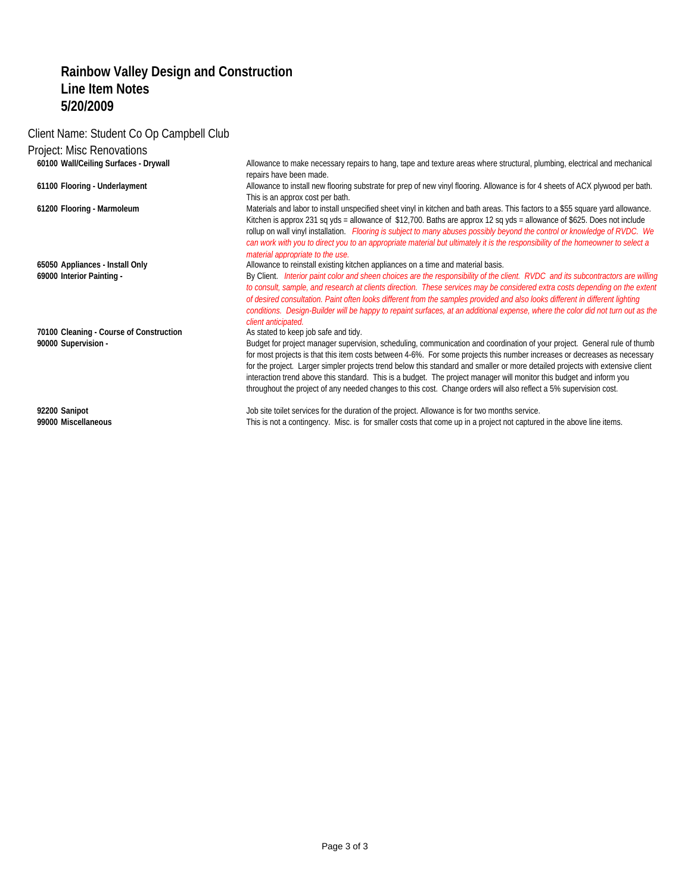# Rainbow Valley Design and Construction
## Line Item Notes
## 5/20/2009

Client Name: Student Co Op Campbell Club

Project: Misc Renovations

| | |
|---|---|
| **60100 Wall/Ceiling Surfaces - Drywall** | Allowance to make necessary repairs to hang, tape and texture areas where structural, plumbing, electrical and mechanical repairs have been made. |
| **61100 Flooring - Underlayment** | Allowance to install new flooring substrate for prep of new vinyl flooring. Allowance is for 4 sheets of ACX plywood per bath. This is an approx cost per bath. |
| **61200 Flooring - Marmoleum** | Materials and labor to install unspecified sheet vinyl in kitchen and bath areas. This factors to a $55 square yard allowance. Kitchen is approx 231 sq yds = allowance of $12,700. Baths are approx 12 sq yds = allowance of $625. Does not include rollup on wall vinyl installation. *Flooring is subject to many abuses possibly beyond the control or knowledge of RVDC. We can work with you to direct you to an appropriate material but ultimately it is the responsibility of the homeowner to select a material appropriate to the use.* |
| **65050 Appliances - Install Only** | Allowance to reinstall existing kitchen appliances on a time and material basis. |
| **69000 Interior Painting -** | By Client. *Interior paint color and sheen choices are the responsibility of the client. RVDC and its subcontractors are willing to consult, sample, and research at clients direction. These services may be considered extra costs depending on the extent of desired consultation. Paint often looks different from the samples provided and also looks different in different lighting conditions. Design-Builder will be happy to repaint surfaces, at an additional expense, where the color did not turn out as the client anticipated.* |
| **70100 Cleaning - Course of Construction** | As stated to keep job safe and tidy. |
| **90000 Supervision -** | Budget for project manager supervision, scheduling, communication and coordination of your project. General rule of thumb for most projects is that this item costs between 4-6%. For some projects this number increases or decreases as necessary for the project. Larger simpler projects trend below this standard and smaller or more detailed projects with extensive client interaction trend above this standard. This is a budget. The project manager will monitor this budget and inform you throughout the project of any needed changes to this cost. Change orders will also reflect a 5% supervision cost. |
| **92200 Sanipot** | Job site toilet services for the duration of the project. Allowance is for two months service. |
| **99000 Miscellaneous** | This is not a contingency. Misc. is for smaller costs that come up in a project not captured in the above line items. |